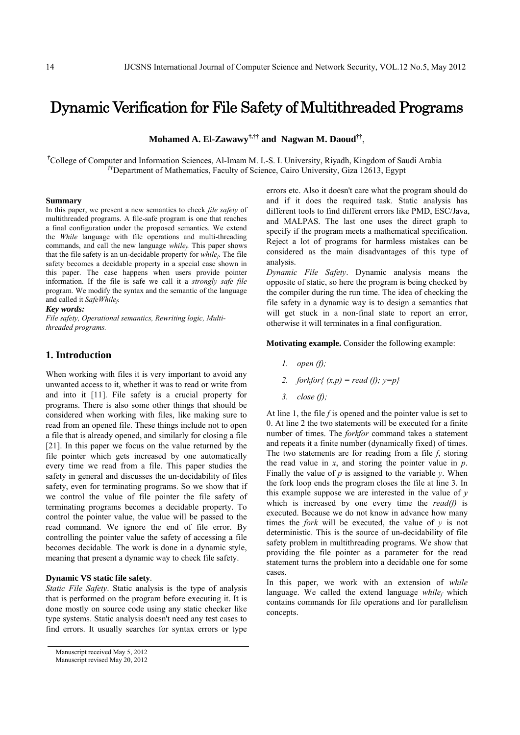# Dynamic Verification for File Safety of Multithreaded Programs

**Mohamed A. El-Zawawy[†,††] and Nagwan M. Daoud[††]**,

[†]College of Computer and Information Sciences, Al-Imam M. I.-S. I. University, Riyadh, Kingdom of Saudi Arabia
[††]Department of Mathematics, Faculty of Science, Cairo University, Giza 12613, Egypt

**Summary**

In this paper, we present a new semantics to check *file safety* of multithreaded programs. A file-safe program is one that reaches a final configuration under the proposed semantics. We extend the *While* language with file operations and multi-threading commands, and call the new language $while_f$. This paper shows that the file safety is an un-decidable property for $while_f$. The file safety becomes a decidable property in a special case shown in this paper. The case happens when users provide pointer information. If the file is safe we call it a *strongly safe file* program. We modify the syntax and the semantic of the language and called it $SafeWhile_f$.

***Key words:***

*File safety, Operational semantics, Rewriting logic, Multi-threaded programs.*

## 1. Introduction

When working with files it is very important to avoid any unwanted access to it, whether it was to read or write from and into it [11]. File safety is a crucial property for programs. There is also some other things that should be considered when working with files, like making sure to read from an opened file. These things include not to open a file that is already opened, and similarly for closing a file [21]. In this paper we focus on the value returned by the file pointer which gets increased by one automatically every time we read from a file. This paper studies the safety in general and discusses the un-decidability of files safety, even for terminating programs. So we show that if we control the value of file pointer the file safety of terminating programs becomes a decidable property. To control the pointer value, the value will be passed to the read command. We ignore the end of file error. By controlling the pointer value the safety of accessing a file becomes decidable. The work is done in a dynamic style, meaning that present a dynamic way to check file safety.

**Dynamic VS static file safety**.

*Static File Safety*. Static analysis is the type of analysis that is performed on the program before executing it. It is done mostly on source code using any static checker like type systems. Static analysis doesn't need any test cases to find errors. It usually searches for syntax errors or type errors etc. Also it doesn't care what the program should do and if it does the required task. Static analysis has different tools to find different errors like PMD, ESC/Java, and MALPAS. The last one uses the direct graph to specify if the program meets a mathematical specification. Reject a lot of programs for harmless mistakes can be considered as the main disadvantages of this type of analysis.

*Dynamic File Safety*. Dynamic analysis means the opposite of static, so here the program is being checked by the compiler during the run time. The idea of checking the file safety in a dynamic way is to design a semantics that will get stuck in a non-final state to report an error, otherwise it will terminates in a final configuration.

**Motivating example.** Consider the following example:

1. *open (f);*
2. *forkfor{ (x,p) = read (f); y=p}*
3. *close (f);*

At line 1, the file *f* is opened and the pointer value is set to 0. At line 2 the two statements will be executed for a finite number of times. The *forkfor* command takes a statement and repeats it a finite number (dynamically fixed) of times. The two statements are for reading from a file *f*, storing the read value in *x*, and storing the pointer value in *p*. Finally the value of *p* is assigned to the variable *y*. When the fork loop ends the program closes the file at line 3. In this example suppose we are interested in the value of *y* which is increased by one every time the *read(f)* is executed. Because we do not know in advance how many times the *fork* will be executed, the value of *y* is not deterministic. This is the source of un-decidability of file safety problem in multithreading programs. We show that providing the file pointer as a parameter for the read statement turns the problem into a decidable one for some cases.

In this paper, we work with an extension of *while* language. We called the extend language $while_f$ which contains commands for file operations and for parallelism concepts.

Manuscript received May 5, 2012
Manuscript revised May 20, 2012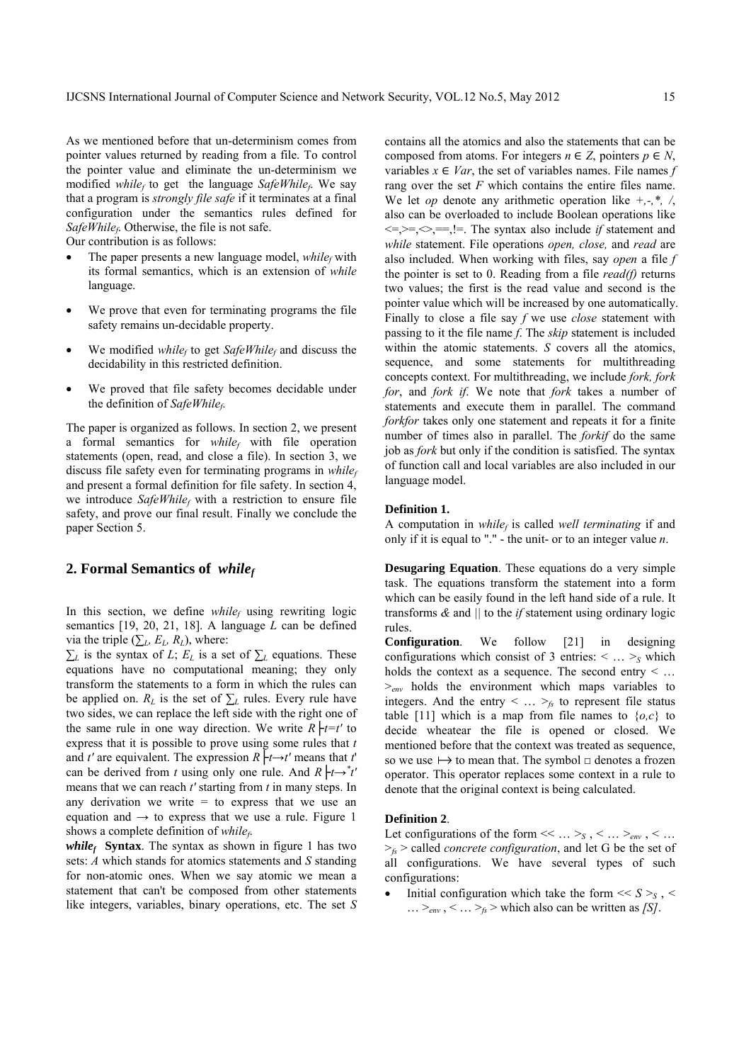As we mentioned before that un-determinism comes from pointer values returned by reading from a file. To control the pointer value and eliminate the un-determinism we modified $while_f$ to get the language $SafeWhile_f$. We say that a program is *strongly file safe* if it terminates at a final configuration under the semantics rules defined for $SafeWhile_f$. Otherwise, the file is not safe.

Our contribution is as follows:

- The paper presents a new language model, $while_f$ with its formal semantics, which is an extension of *while* language.
- We prove that even for terminating programs the file safety remains un-decidable property.
- We modified $while_f$ to get $SafeWhile_f$ and discuss the decidability in this restricted definition.
- We proved that file safety becomes decidable under the definition of $SafeWhile_f$.

The paper is organized as follows. In section 2, we present a formal semantics for $while_f$ with file operation statements (open, read, and close a file). In section 3, we discuss file safety even for terminating programs in $while_f$ and present a formal definition for file safety. In section 4, we introduce $SafeWhile_f$ with a restriction to ensure file safety, and prove our final result. Finally we conclude the paper Section 5.

## 2. Formal Semantics of $while_f$

In this section, we define $while_f$ using rewriting logic semantics [19, 20, 21, 18]. A language $L$ can be defined via the triple $(\sum_L, E_L, R_L)$, where:

$\sum_L$ is the syntax of $L$; $E_L$ is a set of $\sum_L$ equations. These equations have no computational meaning; they only transform the statements to a form in which the rules can be applied on. $R_L$ is the set of $\sum_L$ rules. Every rule have two sides, we can replace the left side with the right one of the same rule in one way direction. We write $R \vdash t = t'$ to express that it is possible to prove using some rules that $t$ and $t'$ are equivalent. The expression $R \vdash t \rightarrow t'$ means that $t'$ can be derived from $t$ using only one rule. And $R \vdash t \rightarrow^* t'$ means that we can reach $t'$ starting from $t$ in many steps. In any derivation we write $=$ to express that we use an equation and $\rightarrow$ to express that we use a rule. Figure 1 shows a complete definition of $while_f$.

***$while_f$* Syntax**. The syntax as shown in figure 1 has two sets: $A$ which stands for atomics statements and $S$ standing for non-atomic ones. When we say atomic we mean a statement that can't be composed from other statements like integers, variables, binary operations, etc. The set $S$ contains all the atomics and also the statements that can be composed from atoms. For integers $n \in Z$, pointers $p \in N$, variables $x \in Var$, the set of variables names. File names $f$ rang over the set $F$ which contains the entire files name. We let *op* denote any arithmetic operation like +,-,*, /, also can be overloaded to include Boolean operations like <=,>=,<>,==,!=. The syntax also include *if* statement and *while* statement. File operations *open, close,* and *read* are also included. When working with files, say *open* a file $f$ the pointer is set to 0. Reading from a file *read(f)* returns two values; the first is the read value and second is the pointer value which will be increased by one automatically. Finally to close a file say $f$ we use *close* statement with passing to it the file name $f$. The *skip* statement is included within the atomic statements. $S$ covers all the atomics, sequence, and some statements for multithreading concepts context. For multithreading, we include *fork, fork for*, and *fork if*. We note that *fork* takes a number of statements and execute them in parallel. The command *forkfor* takes only one statement and repeats it for a finite number of times also in parallel. The *forkif* do the same job as *fork* but only if the condition is satisfied. The syntax of function call and local variables are also included in our language model.

**Definition 1.**
A computation in $while_f$ is called *well terminating* if and only if it is equal to "." - the unit- or to an integer value $n$.

**Desugaring Equation**. These equations do a very simple task. The equations transform the statement into a form which can be easily found in the left hand side of a rule. It transforms *&* and || to the *if* statement using ordinary logic rules.

**Configuration**. We follow [21] in designing configurations which consist of 3 entries: $< \ldots >_S$ which holds the context as a sequence. The second entry $< \ldots >_{env}$ holds the environment which maps variables to integers. And the entry $< \ldots >_{fs}$ to represent file status table [11] which is a map from file names to $\{o,c\}$ to decide wheatear the file is opened or closed. We mentioned before that the context was treated as sequence, so we use $\mapsto$ to mean that. The symbol $\square$ denotes a frozen operator. This operator replaces some context in a rule to denote that the original context is being calculated.

**Definition 2**.
Let configurations of the form $<< \ldots >_S , < \ldots >_{env} , < \ldots >_{fs} >$ called *concrete configuration*, and let G be the set of all configurations. We have several types of such configurations:

- Initial configuration which take the form $<< S >_S , < \ldots >_{env} , < \ldots >_{fs} >$ which also can be written as *[S]*.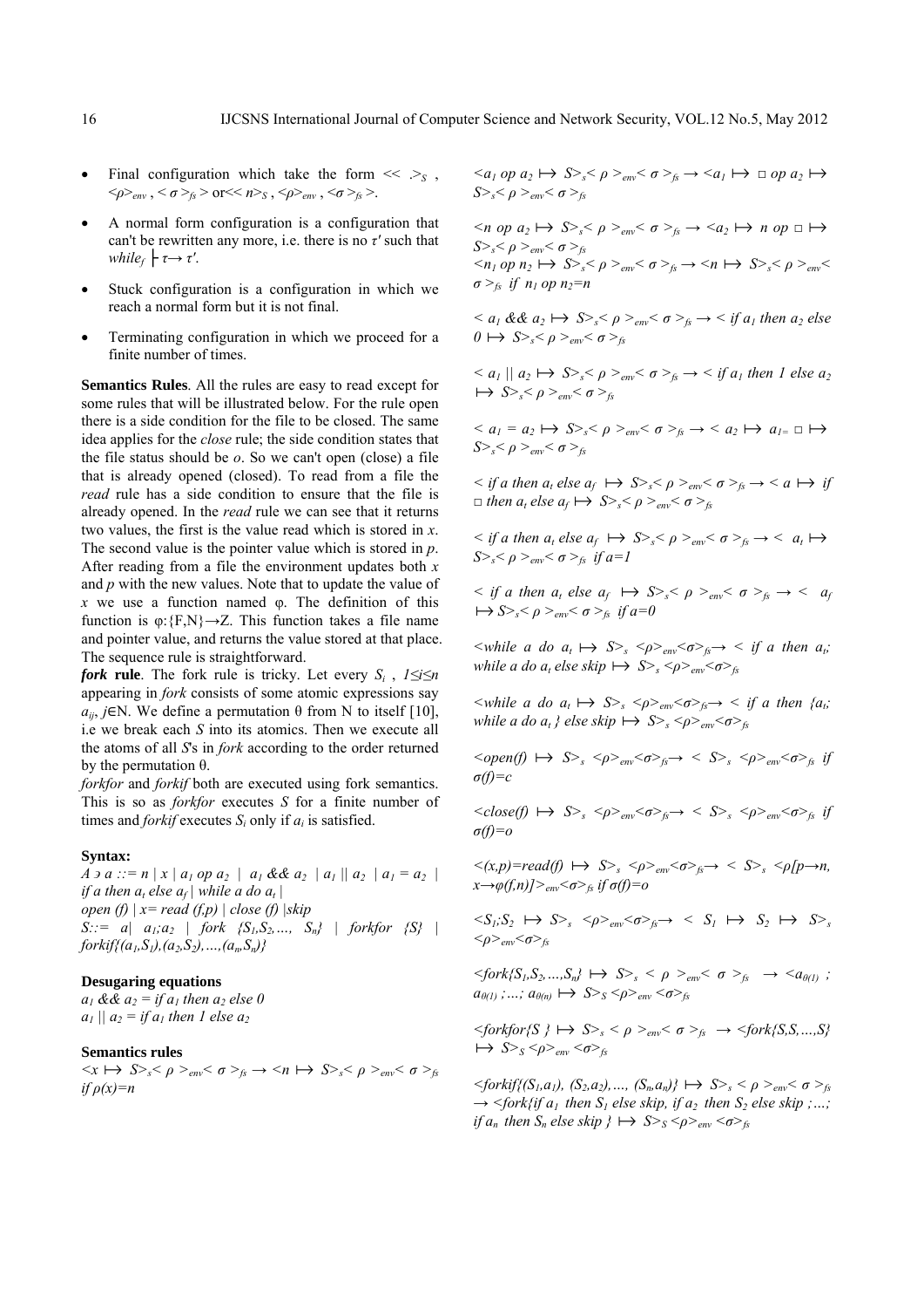- Final configuration which take the form $\ll .>_S$, $<\rho>_{env}$, $<\sigma>_{fs}>$ or $\ll n>_S$, $<\rho>_{env}$, $<\sigma>_{fs}>$.
- A normal form configuration is a configuration that can't be rewritten any more, i.e. there is no $\tau'$ such that $while_f \vdash \tau \rightarrow \tau'$.
- Stuck configuration is a configuration in which we reach a normal form but it is not final.
- Terminating configuration in which we proceed for a finite number of times.

**Semantics Rules**. All the rules are easy to read except for some rules that will be illustrated below. For the rule open there is a side condition for the file to be closed. The same idea applies for the *close* rule; the side condition states that the file status should be *o*. So we can't open (close) a file that is already opened (closed). To read from a file the *read* rule has a side condition to ensure that the file is already opened. In the *read* rule we can see that it returns two values, the first is the value read which is stored in *x*. The second value is the pointer value which is stored in *p*. After reading from a file the environment updates both *x* and *p* with the new values. Note that to update the value of *x* we use a function named φ. The definition of this function is $\varphi:\{F,N\}\rightarrow Z$. This function takes a file name and pointer value, and returns the value stored at that place. The sequence rule is straightforward.

***fork* rule**. The fork rule is tricky. Let every $S_i$, $1\leq i\leq n$ appearing in *fork* consists of some atomic expressions say $a_{ij}$, $j\in N$. We define a permutation θ from N to itself [10], i.e we break each *S* into its atomics. Then we execute all the atoms of all *S*'s in *fork* according to the order returned by the permutation θ.

*forkfor* and *forkif* both are executed using fork semantics. This is so as *forkfor* executes *S* for a finite number of times and *forkif* executes $S_i$ only if $a_i$ is satisfied.

**Syntax:**

$A \ni a ::= n \mid x \mid a_1 \; op \; a_2 \mid a_1 \; \&\& \; a_2 \mid a_1 \, || \, a_2 \mid a_1 = a_2 \mid$ *if* $a$ *then* $a_t$ *else* $a_f \mid$ *while* $a$ *do* $a_t \mid$

*open* $(f) \mid x=$ *read* $(f,p) \mid$ *close* $(f) \mid$*skip*

$S::= a \mid a_1;a_2 \mid$ *fork* $\{S_1,S_2,\ldots, S_n\} \mid$ *forkfor* $\{S\} \mid$ *forkif*$\{(a_1,S_1),(a_2,S_2),\ldots,(a_n,S_n)\}$

**Desugaring equations**

$a_1 \; \&\& \; a_2 =$ *if* $a_1$ *then* $a_2$ *else* $0$

$a_1 \, || \, a_2 =$ *if* $a_1$ *then* $1$ *else* $a_2$

**Semantics rules**

$<x \mapsto S>_s<\rho>_{env}<\sigma>_{fs} \rightarrow <n \mapsto S>_s<\rho>_{env}<\sigma>_{fs}$ *if* $\rho(x)=n$

$<a_1 \; op \; a_2 \mapsto S>_s<\rho>_{env}<\sigma>_{fs} \rightarrow <a_1 \mapsto \square \; op \; a_2 \mapsto S>_s<\rho>_{env}<\sigma>_{fs}$

$<n \; op \; a_2 \mapsto S>_s<\rho>_{env}<\sigma>_{fs} \rightarrow <a_2 \mapsto n \; op \; \square \mapsto S>_s<\rho>_{env}<\sigma>_{fs}$

$<n_1 \; op \; n_2 \mapsto S>_s<\rho>_{env}<\sigma>_{fs} \rightarrow <n \mapsto S>_s<\rho>_{env}<\sigma>_{fs}$ *if* $n_1 \; op \; n_2=n$

$<a_1 \; \&\& \; a_2 \mapsto S>_s<\rho>_{env}<\sigma>_{fs} \rightarrow <$ *if* $a_1$ *then* $a_2$ *else* $0 \mapsto S>_s<\rho>_{env}<\sigma>_{fs}$

$<a_1 \, || \, a_2 \mapsto S>_s<\rho>_{env}<\sigma>_{fs} \rightarrow <$ *if* $a_1$ *then* $1$ *else* $a_2 \mapsto S>_s<\rho>_{env}<\sigma>_{fs}$

$<a_1 = a_2 \mapsto S>_s<\rho>_{env}<\sigma>_{fs} \rightarrow <a_2 \mapsto a_{1=} \; \square \mapsto S>_s<\rho>_{env}<\sigma>_{fs}$

$<$ *if* $a$ *then* $a_t$ *else* $a_f \mapsto S>_s<\rho>_{env}<\sigma>_{fs} \rightarrow <a \mapsto$ *if* $\square$ *then* $a_t$ *else* $a_f \mapsto S>_s<\rho>_{env}<\sigma>_{fs}$

$<$ *if* $a$ *then* $a_t$ *else* $a_f \mapsto S>_s<\rho>_{env}<\sigma>_{fs} \rightarrow <a_t \mapsto S>_s<\rho>_{env}<\sigma>_{fs}$ *if* $a=1$

$<$ *if* $a$ *then* $a_t$ *else* $a_f \mapsto S>_s<\rho>_{env}<\sigma>_{fs} \rightarrow <a_f \mapsto S>_s<\rho>_{env}<\sigma>_{fs}$ *if* $a=0$

$<$*while* $a$ *do* $a_t \mapsto S>_s<\rho>_{env}<\sigma>_{fs} \rightarrow <$ *if* $a$ *then* $a_t$; *while* $a$ *do* $a_t$ *else skip* $\mapsto S>_s<\rho>_{env}<\sigma>_{fs}$

$<$*while* $a$ *do* $a_t \mapsto S>_s<\rho>_{env}<\sigma>_{fs} \rightarrow <$ *if* $a$ *then* $\{a_t$; *while* $a$ *do* $a_t\}$ *else skip* $\mapsto S>_s<\rho>_{env}<\sigma>_{fs}$

$<$*open*$(f) \mapsto S>_s<\rho>_{env}<\sigma>_{fs} \rightarrow <S>_s<\rho>_{env}<\sigma>_{fs}$ *if* $\sigma(f)=c$

$<$*close*$(f) \mapsto S>_s<\rho>_{env}<\sigma>_{fs} \rightarrow <S>_s<\rho>_{env}<\sigma>_{fs}$ *if* $\sigma(f)=o$

$<(x,p)=$*read*$(f) \mapsto S>_s<\rho>_{env}<\sigma>_{fs} \rightarrow <S>_s<\rho[p\rightarrow n, x\rightarrow\varphi(f,n)]>_{env}<\sigma>_{fs}$ *if* $\sigma(f)=o$

$<S_1;S_2 \mapsto S>_s<\rho>_{env}<\sigma>_{fs} \rightarrow <S_1 \mapsto S_2 \mapsto S>_s<\rho>_{env}<\sigma>_{fs}$

$<$*fork*$\{S_1,S_2,\ldots,S_n\} \mapsto S>_s<\rho>_{env}<\sigma>_{fs} \rightarrow <a_{\theta(1)}; a_{\theta(1)};\ldots; a_{\theta(n)} \mapsto S>_S<\rho>_{env}<\sigma>_{fs}$

$<$*forkfor*$\{S\} \mapsto S>_s<\rho>_{env}<\sigma>_{fs} \rightarrow <$*fork*$\{S,S,\ldots,S\} \mapsto S>_S<\rho>_{env}<\sigma>_{fs}$

$<$*forkif*$\{(S_1,a_1), (S_2,a_2),\ldots, (S_n,a_n)\} \mapsto S>_s<\rho>_{env}<\sigma>_{fs} \rightarrow <$*fork*$\{$*if* $a_1$ *then* $S_1$ *else skip*, *if* $a_2$ *then* $S_2$ *else skip* $;\ldots;$ *if* $a_n$ *then* $S_n$ *else skip* $\} \mapsto S>_S<\rho>_{env}<\sigma>_{fs}$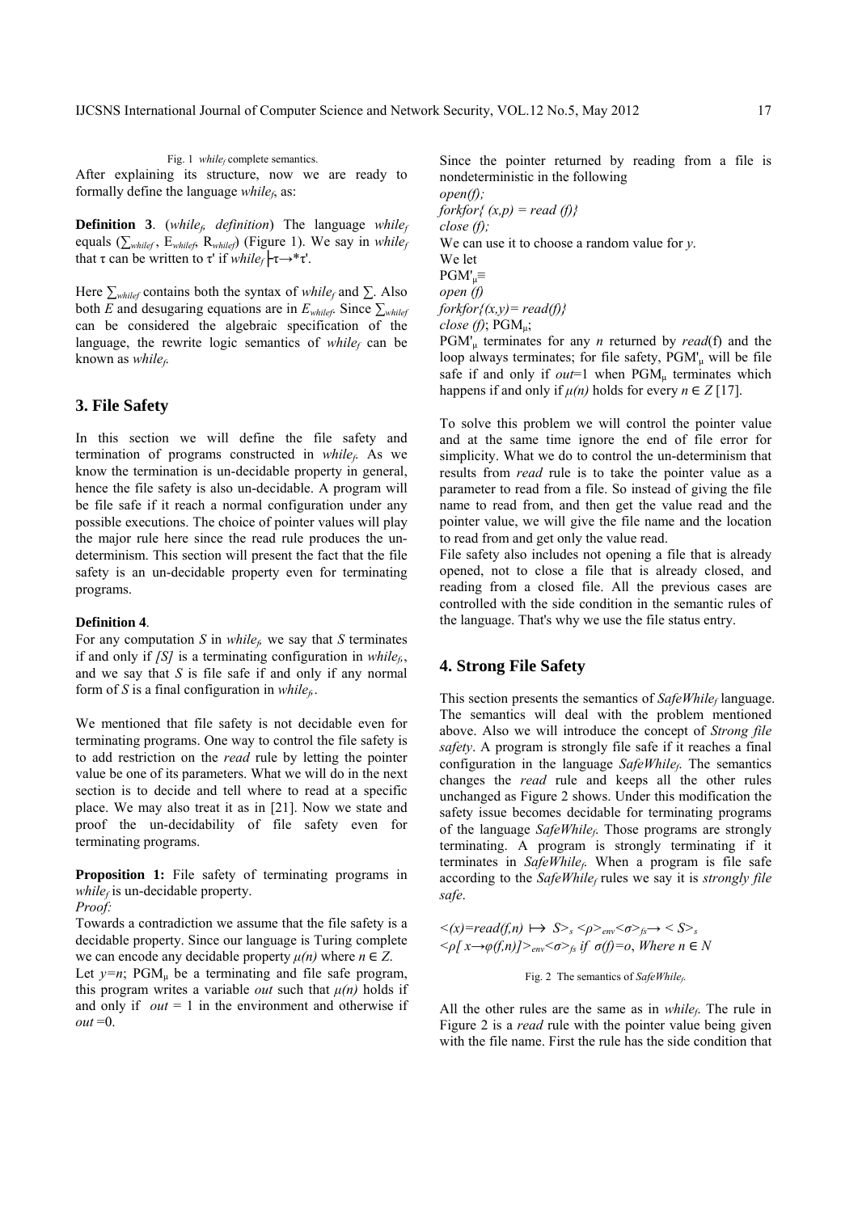Fig. 1 $while_f$ complete semantics.

After explaining its structure, now we are ready to formally define the language $while_f$, as:

**Definition 3**. (*$while_f$, definition*) The language $while_f$ equals ($\sum_{whilef}$, $E_{whilef}$, $R_{whilef}$) (Figure 1). We say in $while_f$ that τ can be written to τ' if $while_f \vdash \tau \rightarrow^* \tau'$.

Here $\sum_{whilef}$ contains both the syntax of $while_f$ and ∑. Also both *E* and desugaring equations are in $E_{whilef}$. Since $\sum_{whilef}$ can be considered the algebraic specification of the language, the rewrite logic semantics of $while_f$ can be known as $while_f$.

## 3. File Safety

In this section we will define the file safety and termination of programs constructed in $while_f$. As we know the termination is un-decidable property in general, hence the file safety is also un-decidable. A program will be file safe if it reach a normal configuration under any possible executions. The choice of pointer values will play the major rule here since the read rule produces the un-determinism. This section will present the fact that the file safety is an un-decidable property even for terminating programs.

**Definition 4**.

For any computation *S* in $while_f$, we say that *S* terminates if and only if *[S]* is a terminating configuration in $while_f$, and we say that *S* is file safe if and only if any normal form of *S* is a final configuration in $while_f$.

We mentioned that file safety is not decidable even for terminating programs. One way to control the file safety is to add restriction on the *read* rule by letting the pointer value be one of its parameters. What we will do in the next section is to decide and tell where to read at a specific place. We may also treat it as in [21]. Now we state and proof the un-decidability of file safety even for terminating programs.

**Proposition 1:** File safety of terminating programs in $while_f$ is un-decidable property.

*Proof:*

Towards a contradiction we assume that the file safety is a decidable property. Since our language is Turing complete we can encode any decidable property $\mu(n)$ where $n \in Z$.

Let $y=n$; $PGM_\mu$ be a terminating and file safe program, this program writes a variable *out* such that $\mu(n)$ holds if and only if $out = 1$ in the environment and otherwise if $out = 0$.

Since the pointer returned by reading from a file is nondeterministic in the following

*open(f);*
*forkfor{ (x,p) = read (f)}*
*close (f);*

We can use it to choose a random value for *y*.

We let

$PGM'_\mu \equiv$
*open (f)*
*forkfor{(x,y)= read(f)}*
*close (f)*; $PGM_\mu$;

$PGM'_\mu$ terminates for any *n* returned by *read*(f) and the loop always terminates; for file safety, $PGM'_\mu$ will be file safe if and only if $out=1$ when $PGM_\mu$ terminates which happens if and only if $\mu(n)$ holds for every $n \in Z$ [17].

To solve this problem we will control the pointer value and at the same time ignore the end of file error for simplicity. What we do to control the un-determinism that results from *read* rule is to take the pointer value as a parameter to read from a file. So instead of giving the file name to read from, and then get the value read and the pointer value, we will give the file name and the location to read from and get only the value read.

File safety also includes not opening a file that is already opened, not to close a file that is already closed, and reading from a closed file. All the previous cases are controlled with the side condition in the semantic rules of the language. That's why we use the file status entry.

## 4. Strong File Safety

This section presents the semantics of $SafeWhile_f$ language. The semantics will deal with the problem mentioned above. Also we will introduce the concept of *Strong file safety*. A program is strongly file safe if it reaches a final configuration in the language $SafeWhile_f$. The semantics changes the *read* rule and keeps all the other rules unchanged as Figure 2 shows. Under this modification the safety issue becomes decidable for terminating programs of the language $SafeWhile_f$. Those programs are strongly terminating. A program is strongly terminating if it terminates in $SafeWhile_f$. When a program is file safe according to the $SafeWhile_f$ rules we say it is *strongly file safe*.

$$<(x)=read(f,n) \mapsto S>_s <\rho>_{env} <\sigma>_{fs} \rightarrow <S>_s <\rho[x \rightarrow \varphi(f,n)]>_{env} <\sigma>_{fs} \text{ if } \sigma(f)=o, \text{ Where } n \in N$$

Fig. 2 The semantics of $SafeWhile_f$.

All the other rules are the same as in $while_f$. The rule in Figure 2 is a *read* rule with the pointer value being given with the file name. First the rule has the side condition that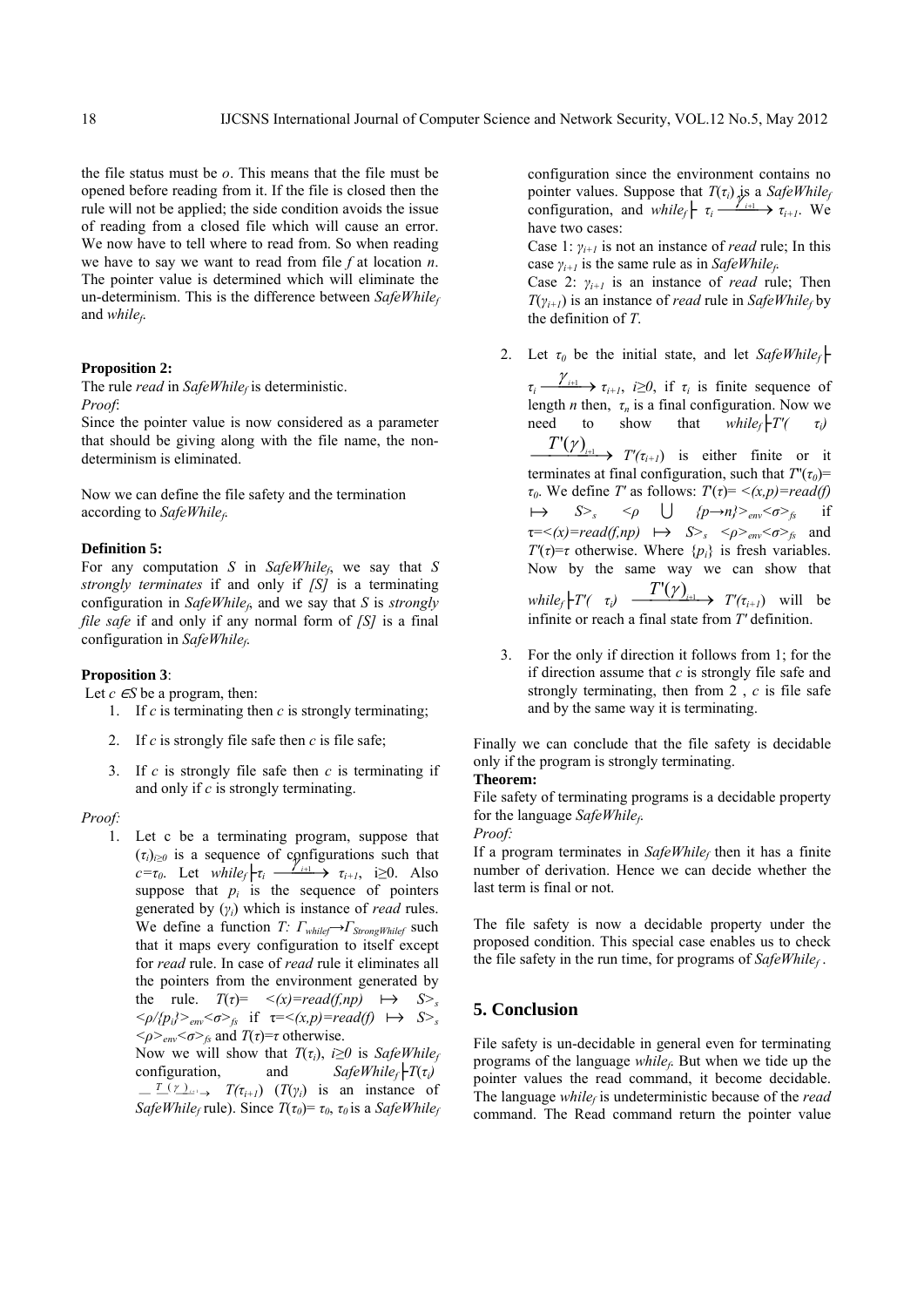the file status must be $o$. This means that the file must be opened before reading from it. If the file is closed then the rule will not be applied; the side condition avoids the issue of reading from a closed file which will cause an error. We now have to tell where to read from. So when reading we have to say we want to read from file $f$ at location $n$. The pointer value is determined which will eliminate the un-determinism. This is the difference between *SafeWhile$_f$* and *while$_f$*.

**Proposition 2:**

The rule *read* in *SafeWhile$_f$* is deterministic.

*Proof*:

Since the pointer value is now considered as a parameter that should be giving along with the file name, the non-determinism is eliminated.

Now we can define the file safety and the termination according to *SafeWhile$_f$*.

**Definition 5:**

For any computation $S$ in *SafeWhile$_f$*, we say that $S$ *strongly terminates* if and only if $[S]$ is a terminating configuration in *SafeWhile$_f$*, and we say that $S$ is *strongly file safe* if and only if any normal form of $[S]$ is a final configuration in *SafeWhile$_f$*.

**Proposition 3**:

Let $c \in S$ be a program, then:

1. If $c$ is terminating then $c$ is strongly terminating;
2. If $c$ is strongly file safe then $c$ is file safe;
3. If $c$ is strongly file safe then $c$ is terminating if and only if $c$ is strongly terminating.

*Proof:*

1. Let c be a terminating program, suppose that $(\tau_i)_{i\geq 0}$ is a sequence of configurations such that $c=\tau_0$. Let $while_f \vdash \tau_i \xrightarrow{\gamma_{i+1}} \tau_{i+1}$, $i\geq 0$. Also suppose that $p_i$ is the sequence of pointers generated by $(\gamma_i)$ which is instance of *read* rules. We define a function $T: \Gamma_{whilef} \rightarrow \Gamma_{StrongWhilef}$ such that it maps every configuration to itself except for *read* rule. In case of *read* rule it eliminates all the pointers from the environment generated by the rule. $T(\tau)= \langle (x)=read(f,np) \mapsto S\rangle_s \langle \rho/\{p_i\}\rangle_{env}\langle \sigma\rangle_{fs}$ if $\tau=\langle (x,p)=read(f) \mapsto S\rangle_s \langle \rho\rangle_{env}\langle \sigma\rangle_{fs}$ and $T(\tau)=\tau$ otherwise.
   Now we will show that $T(\tau_i)$, $i\geq 0$ is *SafeWhile$_f$* configuration, and $SafeWhile_f \vdash T(\tau_i) \xrightarrow{T(\gamma)_{i+1}} T(\tau_{i+1})$ ($T(\gamma_i)$ is an instance of *SafeWhile$_f$* rule). Since $T(\tau_0)= \tau_0$, $\tau_0$ is a *SafeWhile$_f$* configuration since the environment contains no pointer values. Suppose that $T(\tau_i)$ is a *SafeWhile$_f$* configuration, and $while_f \vdash \tau_i \xrightarrow{\gamma_{i+1}} \tau_{i+1}$. We have two cases:
   Case 1: $\gamma_{i+1}$ is not an instance of *read* rule; In this case $\gamma_{i+1}$ is the same rule as in *SafeWhile$_f$*.
   Case 2: $\gamma_{i+1}$ is an instance of *read* rule; Then $T(\gamma_{i+1})$ is an instance of *read* rule in *SafeWhile$_f$* by the definition of $T$.
2. Let $\tau_0$ be the initial state, and let $SafeWhile_f \vdash \tau_i \xrightarrow{\gamma_{i+1}} \tau_{i+1}$, $i\geq 0$, if $\tau_i$ is finite sequence of length $n$ then, $\tau_n$ is a final configuration. Now we need to show that $while_f \vdash T'(\tau_i) \xrightarrow{T'(\gamma)_{i+1}} T'(\tau_{i+1})$ is either finite or it terminates at final configuration, such that $T''(\tau_0)= \tau_0$. We define $T'$ as follows: $T'(\tau)= \langle (x,p)=read(f) \mapsto S\rangle_s \langle \rho \bigcup \{p\rightarrow n\}\rangle_{env}\langle \sigma\rangle_{fs}$ if $\tau=\langle (x)=read(f,np) \mapsto S\rangle_s \langle \rho\rangle_{env}\langle \sigma\rangle_{fs}$ and $T'(\tau)=\tau$ otherwise. Where $\{p_i\}$ is fresh variables. Now by the same way we can show that $while_f \vdash T'(\tau_i) \xrightarrow{T'(\gamma)_{i+1}} T'(\tau_{i+1})$ will be infinite or reach a final state from $T'$ definition.
3. For the only if direction it follows from 1; for the if direction assume that $c$ is strongly file safe and strongly terminating, then from 2 , $c$ is file safe and by the same way it is terminating.

Finally we can conclude that the file safety is decidable only if the program is strongly terminating.

**Theorem:**

File safety of terminating programs is a decidable property for the language *SafeWhile$_f$*.

*Proof:*

If a program terminates in *SafeWhile$_f$* then it has a finite number of derivation. Hence we can decide whether the last term is final or not.

The file safety is now a decidable property under the proposed condition. This special case enables us to check the file safety in the run time, for programs of *SafeWhile$_f$*.

## 5. Conclusion

File safety is un-decidable in general even for terminating programs of the language *while$_f$*. But when we tide up the pointer values the read command, it become decidable. The language *while$_f$* is undeterministic because of the *read* command. The Read command return the pointer value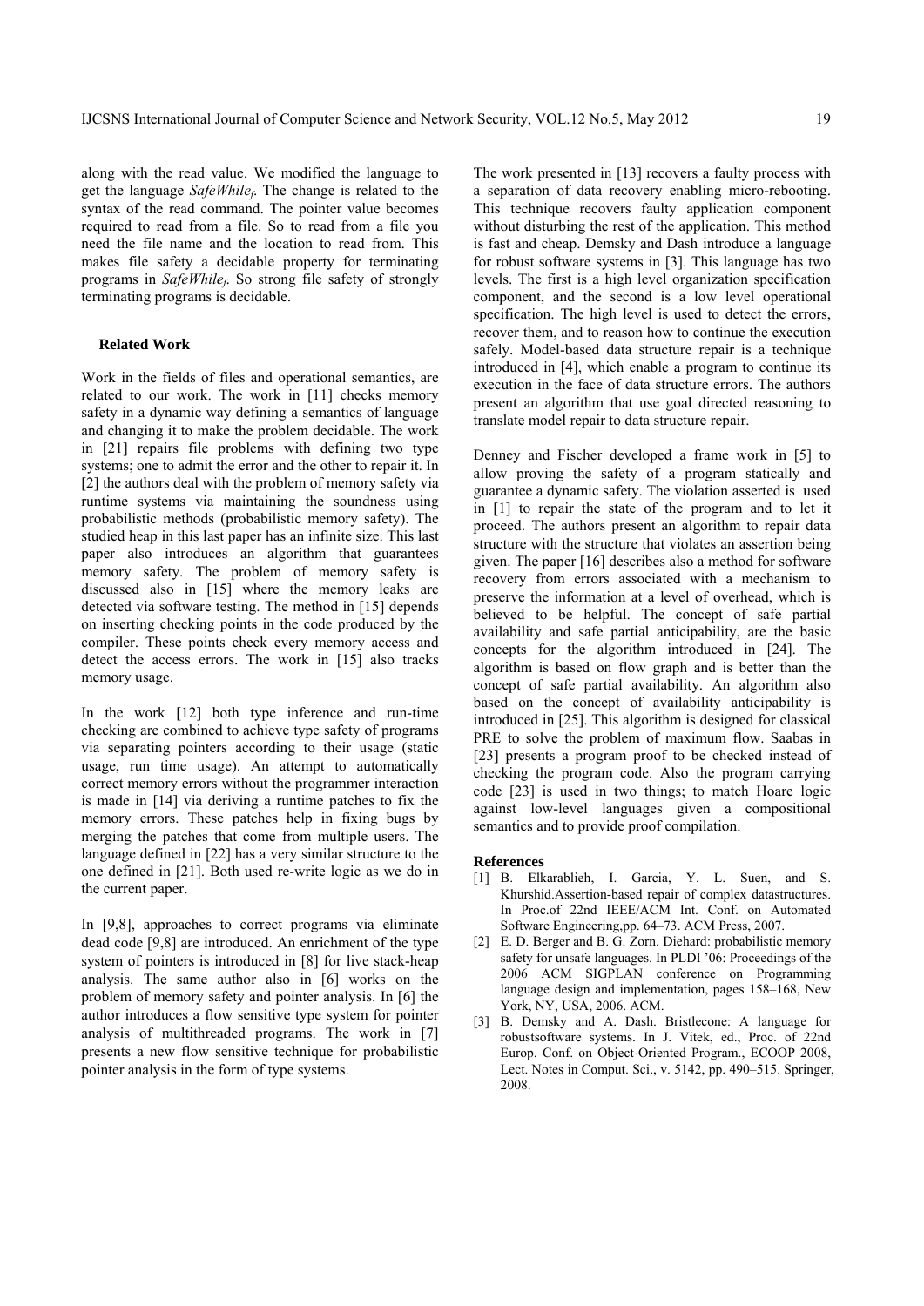along with the read value. We modified the language to get the language *SafeWhile$_f$*. The change is related to the syntax of the read command. The pointer value becomes required to read from a file. So to read from a file you need the file name and the location to read from. This makes file safety a decidable property for terminating programs in *SafeWhile$_f$*. So strong file safety of strongly terminating programs is decidable.

## Related Work

Work in the fields of files and operational semantics, are related to our work. The work in [11] checks memory safety in a dynamic way defining a semantics of language and changing it to make the problem decidable. The work in [21] repairs file problems with defining two type systems; one to admit the error and the other to repair it. In [2] the authors deal with the problem of memory safety via runtime systems via maintaining the soundness using probabilistic methods (probabilistic memory safety). The studied heap in this last paper has an infinite size. This last paper also introduces an algorithm that guarantees memory safety. The problem of memory safety is discussed also in [15] where the memory leaks are detected via software testing. The method in [15] depends on inserting checking points in the code produced by the compiler. These points check every memory access and detect the access errors. The work in [15] also tracks memory usage.

In the work [12] both type inference and run-time checking are combined to achieve type safety of programs via separating pointers according to their usage (static usage, run time usage). An attempt to automatically correct memory errors without the programmer interaction is made in [14] via deriving a runtime patches to fix the memory errors. These patches help in fixing bugs by merging the patches that come from multiple users. The language defined in [22] has a very similar structure to the one defined in [21]. Both used re-write logic as we do in the current paper.

In [9,8], approaches to correct programs via eliminate dead code [9,8] are introduced. An enrichment of the type system of pointers is introduced in [8] for live stack-heap analysis. The same author also in [6] works on the problem of memory safety and pointer analysis. In [6] the author introduces a flow sensitive type system for pointer analysis of multithreaded programs. The work in [7] presents a new flow sensitive technique for probabilistic pointer analysis in the form of type systems.

The work presented in [13] recovers a faulty process with a separation of data recovery enabling micro-rebooting. This technique recovers faulty application component without disturbing the rest of the application. This method is fast and cheap. Demsky and Dash introduce a language for robust software systems in [3]. This language has two levels. The first is a high level organization specification component, and the second is a low level operational specification. The high level is used to detect the errors, recover them, and to reason how to continue the execution safely. Model-based data structure repair is a technique introduced in [4], which enable a program to continue its execution in the face of data structure errors. The authors present an algorithm that use goal directed reasoning to translate model repair to data structure repair.

Denney and Fischer developed a frame work in [5] to allow proving the safety of a program statically and guarantee a dynamic safety. The violation asserted is used in [1] to repair the state of the program and to let it proceed. The authors present an algorithm to repair data structure with the structure that violates an assertion being given. The paper [16] describes also a method for software recovery from errors associated with a mechanism to preserve the information at a level of overhead, which is believed to be helpful. The concept of safe partial availability and safe partial anticipability, are the basic concepts for the algorithm introduced in [24]. The algorithm is based on flow graph and is better than the concept of safe partial availability. An algorithm also based on the concept of availability anticipability is introduced in [25]. This algorithm is designed for classical PRE to solve the problem of maximum flow. Saabas in [23] presents a program proof to be checked instead of checking the program code. Also the program carrying code [23] is used in two things; to match Hoare logic against low-level languages given a compositional semantics and to provide proof compilation.

## References

[1] B. Elkarablieh, I. Garcia, Y. L. Suen, and S. Khurshid.Assertion-based repair of complex datastructures. In Proc.of 22nd IEEE/ACM Int. Conf. on Automated Software Engineering,pp. 64–73. ACM Press, 2007.

[2] E. D. Berger and B. G. Zorn. Diehard: probabilistic memory safety for unsafe languages. In PLDI '06: Proceedings of the 2006 ACM SIGPLAN conference on Programming language design and implementation, pages 158–168, New York, NY, USA, 2006. ACM.

[3] B. Demsky and A. Dash. Bristlecone: A language for robustsoftware systems. In J. Vitek, ed., Proc. of 22nd Europ. Conf. on Object-Oriented Program., ECOOP 2008, Lect. Notes in Comput. Sci., v. 5142, pp. 490–515. Springer, 2008.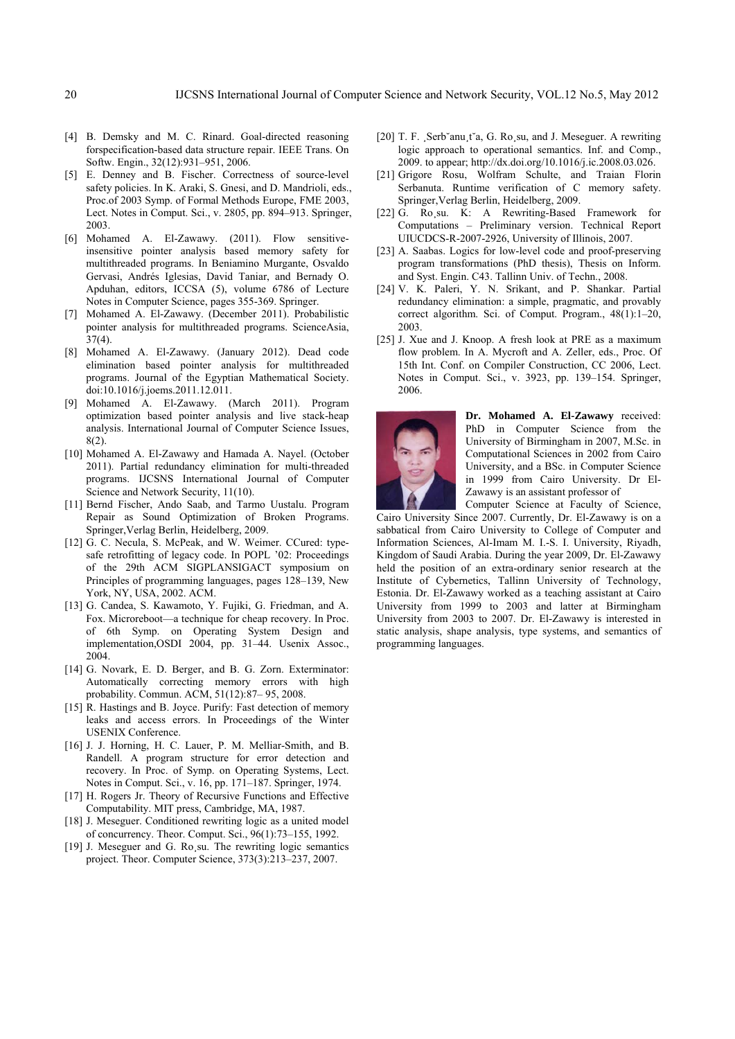[4] B. Demsky and M. C. Rinard. Goal-directed reasoning forspecification-based data structure repair. IEEE Trans. On Softw. Engin., 32(12):931–951, 2006.

[5] E. Denney and B. Fischer. Correctness of source-level safety policies. In K. Araki, S. Gnesi, and D. Mandrioli, eds., Proc.of 2003 Symp. of Formal Methods Europe, FME 2003, Lect. Notes in Comput. Sci., v. 2805, pp. 894–913. Springer, 2003.

[6] Mohamed A. El-Zawawy. (2011). Flow sensitive-insensitive pointer analysis based memory safety for multithreaded programs. In Beniamino Murgante, Osvaldo Gervasi, Andrés Iglesias, David Taniar, and Bernady O. Apduhan, editors, ICCSA (5), volume 6786 of Lecture Notes in Computer Science, pages 355-369. Springer.

[7] Mohamed A. El-Zawawy. (December 2011). Probabilistic pointer analysis for multithreaded programs. ScienceAsia, 37(4).

[8] Mohamed A. El-Zawawy. (January 2012). Dead code elimination based pointer analysis for multithreaded programs. Journal of the Egyptian Mathematical Society. doi:10.1016/j.joems.2011.12.011.

[9] Mohamed A. El-Zawawy. (March 2011). Program optimization based pointer analysis and live stack-heap analysis. International Journal of Computer Science Issues, 8(2).

[10] Mohamed A. El-Zawawy and Hamada A. Nayel. (October 2011). Partial redundancy elimination for multi-threaded programs. IJCSNS International Journal of Computer Science and Network Security, 11(10).

[11] Bernd Fischer, Ando Saab, and Tarmo Uustalu. Program Repair as Sound Optimization of Broken Programs. Springer,Verlag Berlin, Heidelberg, 2009.

[12] G. C. Necula, S. McPeak, and W. Weimer. CCured: type-safe retrofitting of legacy code. In POPL '02: Proceedings of the 29th ACM SIGPLANSIGACT symposium on Principles of programming languages, pages 128–139, New York, NY, USA, 2002. ACM.

[13] G. Candea, S. Kawamoto, Y. Fujiki, G. Friedman, and A. Fox. Microreboot—a technique for cheap recovery. In Proc. of 6th Symp. on Operating System Design and implementation,OSDI 2004, pp. 31–44. Usenix Assoc., 2004.

[14] G. Novark, E. D. Berger, and B. G. Zorn. Exterminator: Automatically correcting memory errors with high probability. Commun. ACM, 51(12):87– 95, 2008.

[15] R. Hastings and B. Joyce. Purify: Fast detection of memory leaks and access errors. In Proceedings of the Winter USENIX Conference.

[16] J. J. Horning, H. C. Lauer, P. M. Melliar-Smith, and B. Randell. A program structure for error detection and recovery. In Proc. of Symp. on Operating Systems, Lect. Notes in Comput. Sci., v. 16, pp. 171–187. Springer, 1974.

[17] H. Rogers Jr. Theory of Recursive Functions and Effective Computability. MIT press, Cambridge, MA, 1987.

[18] J. Meseguer. Conditioned rewriting logic as a united model of concurrency. Theor. Comput. Sci., 96(1):73–155, 1992.

[19] J. Meseguer and G. Ro¸su. The rewriting logic semantics project. Theor. Computer Science, 373(3):213–237, 2007.

[20] T. F. ¸Serb˘anu¸t˘a, G. Ro¸su, and J. Meseguer. A rewriting logic approach to operational semantics. Inf. and Comp., 2009. to appear; http://dx.doi.org/10.1016/j.ic.2008.03.026.

[21] Grigore Rosu, Wolfram Schulte, and Traian Florin Serbanuta. Runtime verification of C memory safety. Springer,Verlag Berlin, Heidelberg, 2009.

[22] G. Ro¸su. K: A Rewriting-Based Framework for Computations – Preliminary version. Technical Report UIUCDCS-R-2007-2926, University of Illinois, 2007.

[23] A. Saabas. Logics for low-level code and proof-preserving program transformations (PhD thesis), Thesis on Inform. and Syst. Engin. C43. Tallinn Univ. of Techn., 2008.

[24] V. K. Paleri, Y. N. Srikant, and P. Shankar. Partial redundancy elimination: a simple, pragmatic, and provably correct algorithm. Sci. of Comput. Program., 48(1):1–20, 2003.

[25] J. Xue and J. Knoop. A fresh look at PRE as a maximum flow problem. In A. Mycroft and A. Zeller, eds., Proc. Of 15th Int. Conf. on Compiler Construction, CC 2006, Lect. Notes in Comput. Sci., v. 3923, pp. 139–154. Springer, 2006.

**Dr. Mohamed A. El-Zawawy** received: PhD in Computer Science from the University of Birmingham in 2007, M.Sc. in Computational Sciences in 2002 from Cairo University, and a BSc. in Computer Science in 1999 from Cairo University. Dr El-Zawawy is an assistant professor of Computer Science at Faculty of Science, Cairo University Since 2007. Currently, Dr. El-Zawawy is on a sabbatical from Cairo University to College of Computer and Information Sciences, Al-Imam M. I.-S. I. University, Riyadh, Kingdom of Saudi Arabia. During the year 2009, Dr. El-Zawawy held the position of an extra-ordinary senior research at the Institute of Cybernetics, Tallinn University of Technology, Estonia. Dr. El-Zawawy worked as a teaching assistant at Cairo University from 1999 to 2003 and latter at Birmingham University from 2003 to 2007. Dr. El-Zawawy is interested in static analysis, shape analysis, type systems, and semantics of programming languages.